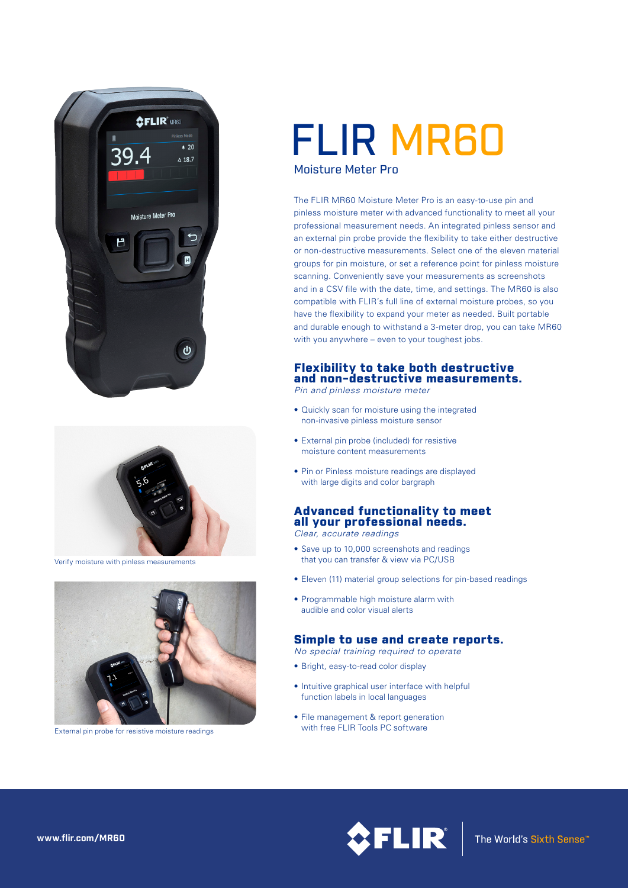# FLIR MR60

## Moisture Meter Pro

The FLIR MR60 Moisture Meter Pro is an easy-to-use pin and pinless moisture meter with advanced functionality to meet all your professional measurement needs. An integrated pinless sensor and an external pin probe provide the flexibility to take either destructive or non-destructive measurements. Select one of the eleven material groups for pin moisture, or set a reference point for pinless moisture scanning. Conveniently save your measurements as screenshots and in a CSV file with the date, time, and settings. The MR60 is also compatible with FLIR's full line of external moisture probes, so you have the flexibility to expand your meter as needed. Built portable and durable enough to withstand a 3-meter drop, you can take MR60 with you anywhere – even to your toughest jobs.

### Flexibility to take both destructive and non-destructive measurements.

*Pin and pinless moisture meter*

- Quickly scan for moisture using the integrated non-invasive pinless moisture sensor
- External pin probe (included) for resistive moisture content measurements
- Pin or Pinless moisture readings are displayed with large digits and color bargraph

### Advanced functionality to meet all your professional needs.

*Clear, accurate readings*

- Save up to 10,000 screenshots and readings that you can transfer & view via PC/USB
- Eleven (11) material group selections for pin-based readings
- Programmable high moisture alarm with audible and color visual alerts

### Simple to use and create reports.

*No special training required to operate*

- Bright, easy-to-read color display
- Intuitive graphical user interface with helpful function labels in local languages
- File management & report generation with free FLIR Tools PC software

Verify moisture with pinless measurements

External pin probe for resistive moisture readings

www.flir.com/MR60

FLIR® The World's Sixth Sense™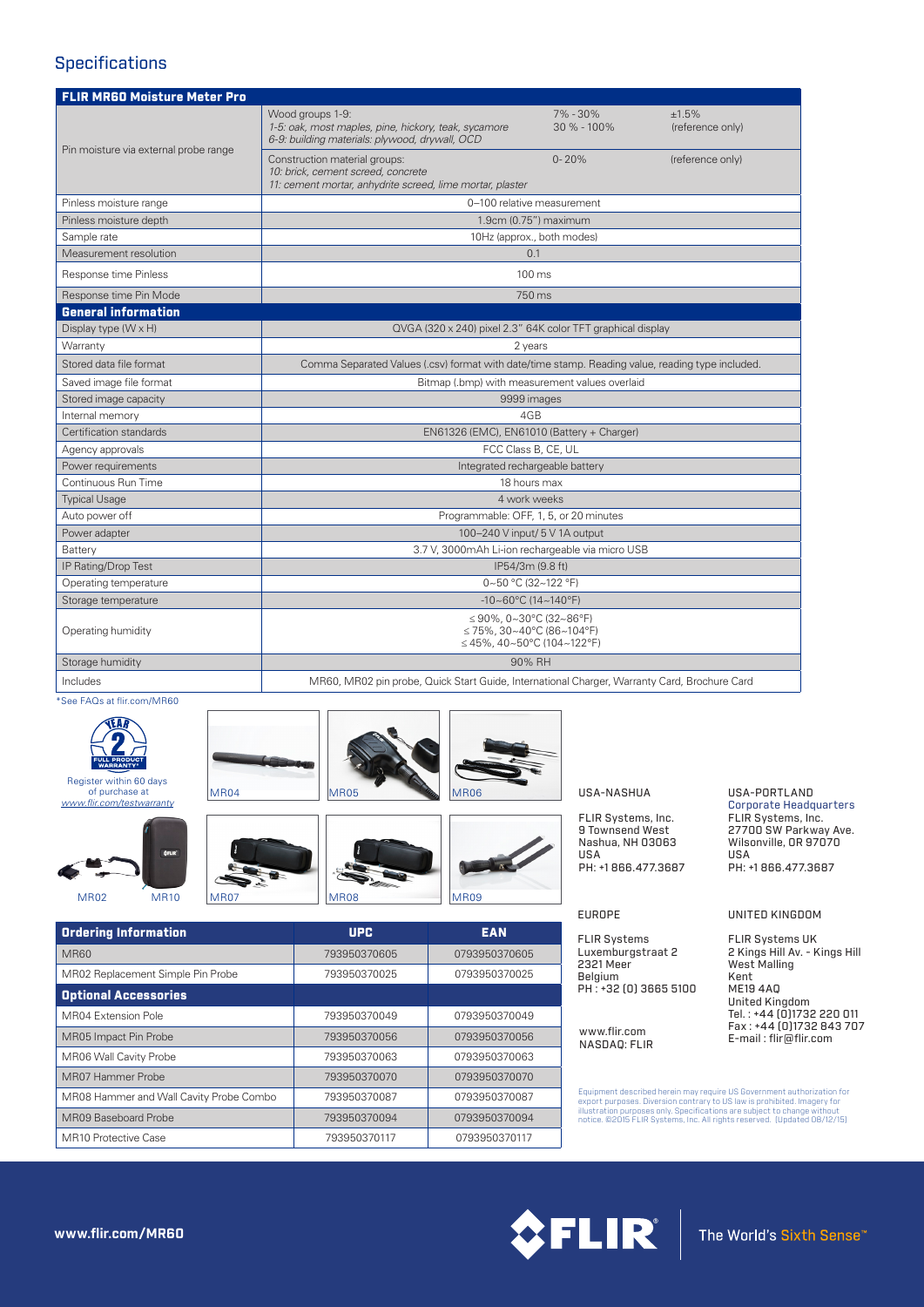## Specifications

| FLIR MR60 Moisture Meter Pro | | | |
|---|---|---|---|
| Pin moisture via external probe range | Wood groups 1-9: *1-5: oak, most maples, pine, hickory, teak, sycamore* *6-9: building materials: plywood, drywall, OCD* | 7% - 30% 30 % - 100% | ±1.5% (reference only) |
| | Construction material groups: *10: brick, cement screed, concrete* *11: cement mortar, anhydrite screed, lime mortar, plaster* | 0- 20% | (reference only) |
| Pinless moisture range | 0–100 relative measurement | | |
| Pinless moisture depth | 1.9cm (0.75") maximum | | |
| Sample rate | 10Hz (approx., both modes) | | |
| Measurement resolution | 0.1 | | |
| Response time Pinless | 100 ms | | |
| Response time Pin Mode | 750 ms | | |
| **General information** | | | |
| Display type (W x H) | QVGA (320 x 240) pixel 2.3" 64K color TFT graphical display | | |
| Warranty | 2 years | | |
| Stored data file format | Comma Separated Values (.csv) format with date/time stamp. Reading value, reading type included. | | |
| Saved image file format | Bitmap (.bmp) with measurement values overlaid | | |
| Stored image capacity | 9999 images | | |
| Internal memory | 4GB | | |
| Certification standards | EN61326 (EMC), EN61010 (Battery + Charger) | | |
| Agency approvals | FCC Class B, CE, UL | | |
| Power requirements | Integrated rechargeable battery | | |
| Continuous Run Time | 18 hours max | | |
| Typical Usage | 4 work weeks | | |
| Auto power off | Programmable: OFF, 1, 5, or 20 minutes | | |
| Power adapter | 100–240 V input/ 5 V 1A output | | |
| Battery | 3.7 V, 3000mAh Li-ion rechargeable via micro USB | | |
| IP Rating/Drop Test | IP54/3m (9.8 ft) | | |
| Operating temperature | 0~50 °C (32~122 °F) | | |
| Storage temperature | -10~60°C (14~140°F) | | |
| Operating humidity | ≤ 90%, 0~30°C (32~86°F) ≤ 75%, 30~40°C (86~104°F) ≤ 45%, 40~50°C (104~122°F) | | |
| Storage humidity | 90% RH | | |
| Includes | MR60, MR02 pin probe, Quick Start Guide, International Charger, Warranty Card, Brochure Card | | |

*See FAQs at flir.com/MR60

2 YEAR FULL PRODUCT WARRANTY*

Register within 60 days of purchase at *www.flir.com/testwarranty*

MR04 MR05 MR06

MR02 MR10 MR07 MR08 MR09

| Ordering Information | UPC | EAN |
|---|---|---|
| MR60 | 793950370605 | 0793950370605 |
| MR02 Replacement Simple Pin Probe | 793950370025 | 0793950370025 |
| **Optional Accessories** | | |
| MR04 Extension Pole | 793950370049 | 0793950370049 |
| MR05 Impact Pin Probe | 793950370056 | 0793950370056 |
| MR06 Wall Cavity Probe | 793950370063 | 0793950370063 |
| MR07 Hammer Probe | 793950370070 | 0793950370070 |
| MR08 Hammer and Wall Cavity Probe Combo | 793950370087 | 0793950370087 |
| MR09 Baseboard Probe | 793950370094 | 0793950370094 |
| MR10 Protective Case | 793950370117 | 0793950370117 |

USA-NASHUA

FLIR Systems, Inc.
9 Townsend West
Nashua, NH 03063
USA
PH: +1 866.477.3687

USA-PORTLAND
Corporate Headquarters
FLIR Systems, Inc.
27700 SW Parkway Ave.
Wilsonville, OR 97070
USA
PH: +1 866.477.3687

EUROPE

FLIR Systems
Luxemburgstraat 2
2321 Meer
Belgium
PH : +32 (0) 3665 5100

UNITED KINGDOM

FLIR Systems UK
2 Kings Hill Av. - Kings Hill
West Malling
Kent
ME19 4AQ
United Kingdom
Tel. : +44 (0)1732 220 011
Fax : +44 (0)1732 843 707
E-mail : flir@flir.com

www.flir.com
NASDAQ: FLIR

Equipment described herein may require US Government authorization for export purposes. Diversion contrary to US law is prohibited. Imagery for illustration purposes only. Specifications are subject to change without notice. ©2015 FLIR Systems, Inc. All rights reserved. (Updated 08/12/15)

www.flir.com/MR60

FLIR® The World's Sixth Sense™